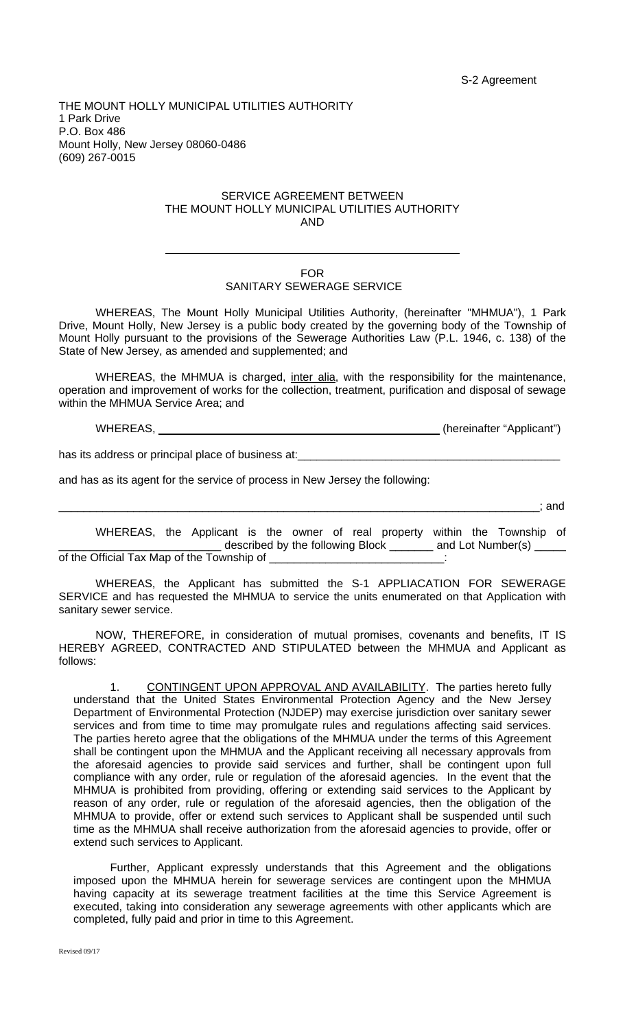S-2 Agreement

THE MOUNT HOLLY MUNICIPAL UTILITIES AUTHORITY
1 Park Drive
P.O. Box 486
Mount Holly, New Jersey 08060-0486
(609) 267-0015

SERVICE AGREEMENT BETWEEN
THE MOUNT HOLLY MUNICIPAL UTILITIES AUTHORITY
AND

______________________________________________

FOR
SANITARY SEWERAGE SERVICE

WHEREAS, The Mount Holly Municipal Utilities Authority, (hereinafter "MHMUA"), 1 Park Drive, Mount Holly, New Jersey is a public body created by the governing body of the Township of Mount Holly pursuant to the provisions of the Sewerage Authorities Law (P.L. 1946, c. 138) of the State of New Jersey, as amended and supplemented; and

WHEREAS, the MHMUA is charged, inter alia, with the responsibility for the maintenance, operation and improvement of works for the collection, treatment, purification and disposal of sewage within the MHMUA Service Area; and

WHEREAS, ______________________________________________ (hereinafter "Applicant")

has its address or principal place of business at:___________________________________________

and has as its agent for the service of process in New Jersey the following:

_______________________________________________________________________________; and

WHEREAS, the Applicant is the owner of real property within the Township of __________________________ described by the following Block _______ and Lot Number(s) _____ of the Official Tax Map of the Township of ___________________________:

WHEREAS, the Applicant has submitted the S-1 APPLIACATION FOR SEWERAGE SERVICE and has requested the MHMUA to service the units enumerated on that Application with sanitary sewer service.

NOW, THEREFORE, in consideration of mutual promises, covenants and benefits, IT IS HEREBY AGREED, CONTRACTED AND STIPULATED between the MHMUA and Applicant as follows:

1. CONTINGENT UPON APPROVAL AND AVAILABILITY. The parties hereto fully understand that the United States Environmental Protection Agency and the New Jersey Department of Environmental Protection (NJDEP) may exercise jurisdiction over sanitary sewer services and from time to time may promulgate rules and regulations affecting said services. The parties hereto agree that the obligations of the MHMUA under the terms of this Agreement shall be contingent upon the MHMUA and the Applicant receiving all necessary approvals from the aforesaid agencies to provide said services and further, shall be contingent upon full compliance with any order, rule or regulation of the aforesaid agencies. In the event that the MHMUA is prohibited from providing, offering or extending said services to the Applicant by reason of any order, rule or regulation of the aforesaid agencies, then the obligation of the MHMUA to provide, offer or extend such services to Applicant shall be suspended until such time as the MHMUA shall receive authorization from the aforesaid agencies to provide, offer or extend such services to Applicant.

Further, Applicant expressly understands that this Agreement and the obligations imposed upon the MHMUA herein for sewerage services are contingent upon the MHMUA having capacity at its sewerage treatment facilities at the time this Service Agreement is executed, taking into consideration any sewerage agreements with other applicants which are completed, fully paid and prior in time to this Agreement.

Revised 09/17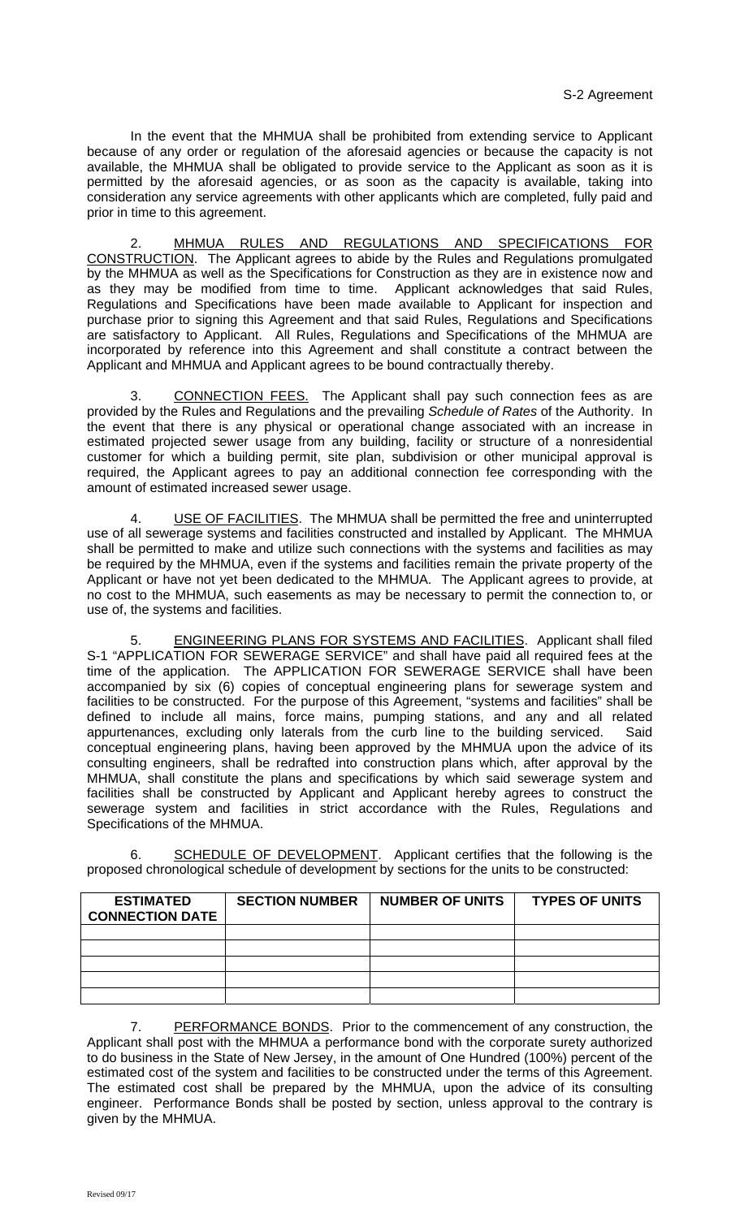In the event that the MHMUA shall be prohibited from extending service to Applicant because of any order or regulation of the aforesaid agencies or because the capacity is not available, the MHMUA shall be obligated to provide service to the Applicant as soon as it is permitted by the aforesaid agencies, or as soon as the capacity is available, taking into consideration any service agreements with other applicants which are completed, fully paid and prior in time to this agreement.

2. MHMUA RULES AND REGULATIONS AND SPECIFICATIONS FOR CONSTRUCTION. The Applicant agrees to abide by the Rules and Regulations promulgated by the MHMUA as well as the Specifications for Construction as they are in existence now and as they may be modified from time to time. Applicant acknowledges that said Rules, Regulations and Specifications have been made available to Applicant for inspection and purchase prior to signing this Agreement and that said Rules, Regulations and Specifications are satisfactory to Applicant. All Rules, Regulations and Specifications of the MHMUA are incorporated by reference into this Agreement and shall constitute a contract between the Applicant and MHMUA and Applicant agrees to be bound contractually thereby.

3. CONNECTION FEES. The Applicant shall pay such connection fees as are provided by the Rules and Regulations and the prevailing *Schedule of Rates* of the Authority. In the event that there is any physical or operational change associated with an increase in estimated projected sewer usage from any building, facility or structure of a nonresidential customer for which a building permit, site plan, subdivision or other municipal approval is required, the Applicant agrees to pay an additional connection fee corresponding with the amount of estimated increased sewer usage.

4. USE OF FACILITIES. The MHMUA shall be permitted the free and uninterrupted use of all sewerage systems and facilities constructed and installed by Applicant. The MHMUA shall be permitted to make and utilize such connections with the systems and facilities as may be required by the MHMUA, even if the systems and facilities remain the private property of the Applicant or have not yet been dedicated to the MHMUA. The Applicant agrees to provide, at no cost to the MHMUA, such easements as may be necessary to permit the connection to, or use of, the systems and facilities.

5. ENGINEERING PLANS FOR SYSTEMS AND FACILITIES. Applicant shall filed S-1 "APPLICATION FOR SEWERAGE SERVICE" and shall have paid all required fees at the time of the application. The APPLICATION FOR SEWERAGE SERVICE shall have been accompanied by six (6) copies of conceptual engineering plans for sewerage system and facilities to be constructed. For the purpose of this Agreement, "systems and facilities" shall be defined to include all mains, force mains, pumping stations, and any and all related appurtenances, excluding only laterals from the curb line to the building serviced. Said conceptual engineering plans, having been approved by the MHMUA upon the advice of its consulting engineers, shall be redrafted into construction plans which, after approval by the MHMUA, shall constitute the plans and specifications by which said sewerage system and facilities shall be constructed by Applicant and Applicant hereby agrees to construct the sewerage system and facilities in strict accordance with the Rules, Regulations and Specifications of the MHMUA.

6. SCHEDULE OF DEVELOPMENT. Applicant certifies that the following is the proposed chronological schedule of development by sections for the units to be constructed:

| ESTIMATED CONNECTION DATE | SECTION NUMBER | NUMBER OF UNITS | TYPES OF UNITS |
|---|---|---|---|
| | | | |
| | | | |
| | | | |
| | | | |
| | | | |

7. PERFORMANCE BONDS. Prior to the commencement of any construction, the Applicant shall post with the MHMUA a performance bond with the corporate surety authorized to do business in the State of New Jersey, in the amount of One Hundred (100%) percent of the estimated cost of the system and facilities to be constructed under the terms of this Agreement. The estimated cost shall be prepared by the MHMUA, upon the advice of its consulting engineer. Performance Bonds shall be posted by section, unless approval to the contrary is given by the MHMUA.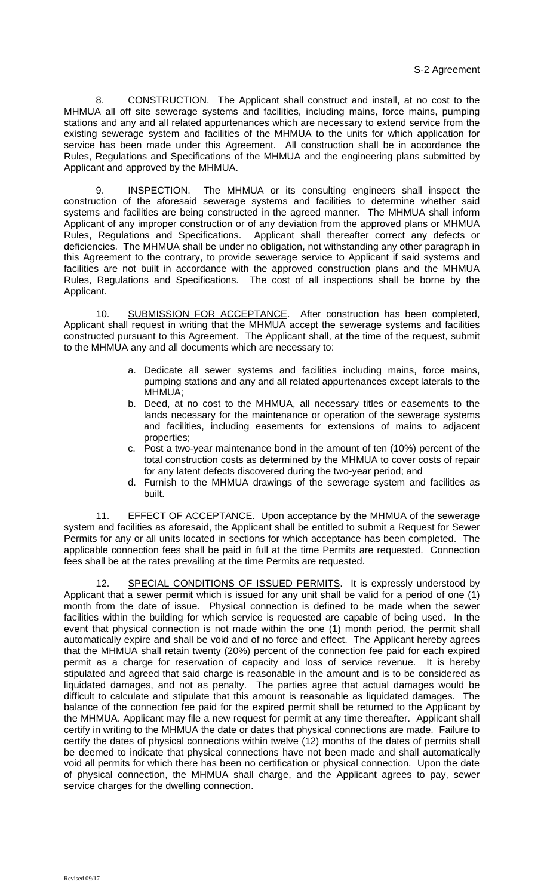8. CONSTRUCTION. The Applicant shall construct and install, at no cost to the MHMUA all off site sewerage systems and facilities, including mains, force mains, pumping stations and any and all related appurtenances which are necessary to extend service from the existing sewerage system and facilities of the MHMUA to the units for which application for service has been made under this Agreement. All construction shall be in accordance the Rules, Regulations and Specifications of the MHMUA and the engineering plans submitted by Applicant and approved by the MHMUA.

9. INSPECTION. The MHMUA or its consulting engineers shall inspect the construction of the aforesaid sewerage systems and facilities to determine whether said systems and facilities are being constructed in the agreed manner. The MHMUA shall inform Applicant of any improper construction or of any deviation from the approved plans or MHMUA Rules, Regulations and Specifications. Applicant shall thereafter correct any defects or deficiencies. The MHMUA shall be under no obligation, not withstanding any other paragraph in this Agreement to the contrary, to provide sewerage service to Applicant if said systems and facilities are not built in accordance with the approved construction plans and the MHMUA Rules, Regulations and Specifications. The cost of all inspections shall be borne by the Applicant.

10. SUBMISSION FOR ACCEPTANCE. After construction has been completed, Applicant shall request in writing that the MHMUA accept the sewerage systems and facilities constructed pursuant to this Agreement. The Applicant shall, at the time of the request, submit to the MHMUA any and all documents which are necessary to:

a. Dedicate all sewer systems and facilities including mains, force mains, pumping stations and any and all related appurtenances except laterals to the MHMUA;
b. Deed, at no cost to the MHMUA, all necessary titles or easements to the lands necessary for the maintenance or operation of the sewerage systems and facilities, including easements for extensions of mains to adjacent properties;
c. Post a two-year maintenance bond in the amount of ten (10%) percent of the total construction costs as determined by the MHMUA to cover costs of repair for any latent defects discovered during the two-year period; and
d. Furnish to the MHMUA drawings of the sewerage system and facilities as built.

11. EFFECT OF ACCEPTANCE. Upon acceptance by the MHMUA of the sewerage system and facilities as aforesaid, the Applicant shall be entitled to submit a Request for Sewer Permits for any or all units located in sections for which acceptance has been completed. The applicable connection fees shall be paid in full at the time Permits are requested. Connection fees shall be at the rates prevailing at the time Permits are requested.

12. SPECIAL CONDITIONS OF ISSUED PERMITS. It is expressly understood by Applicant that a sewer permit which is issued for any unit shall be valid for a period of one (1) month from the date of issue. Physical connection is defined to be made when the sewer facilities within the building for which service is requested are capable of being used. In the event that physical connection is not made within the one (1) month period, the permit shall automatically expire and shall be void and of no force and effect. The Applicant hereby agrees that the MHMUA shall retain twenty (20%) percent of the connection fee paid for each expired permit as a charge for reservation of capacity and loss of service revenue. It is hereby stipulated and agreed that said charge is reasonable in the amount and is to be considered as liquidated damages, and not as penalty. The parties agree that actual damages would be difficult to calculate and stipulate that this amount is reasonable as liquidated damages. The balance of the connection fee paid for the expired permit shall be returned to the Applicant by the MHMUA. Applicant may file a new request for permit at any time thereafter. Applicant shall certify in writing to the MHMUA the date or dates that physical connections are made. Failure to certify the dates of physical connections within twelve (12) months of the dates of permits shall be deemed to indicate that physical connections have not been made and shall automatically void all permits for which there has been no certification or physical connection. Upon the date of physical connection, the MHMUA shall charge, and the Applicant agrees to pay, sewer service charges for the dwelling connection.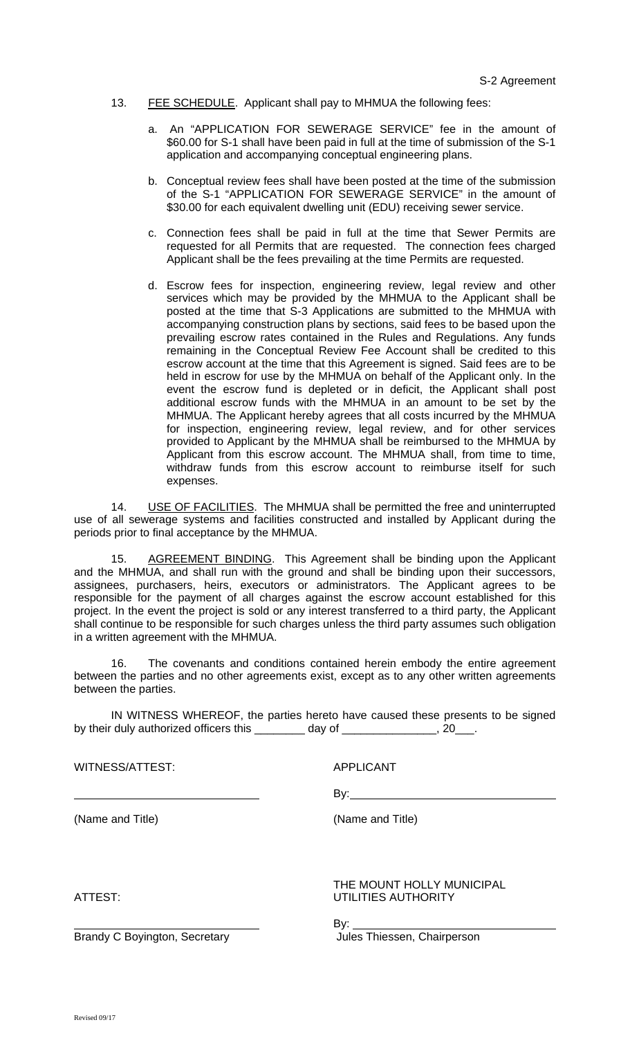13. FEE SCHEDULE. Applicant shall pay to MHMUA the following fees:

   a. An "APPLICATION FOR SEWERAGE SERVICE" fee in the amount of $60.00 for S-1 shall have been paid in full at the time of submission of the S-1 application and accompanying conceptual engineering plans.

   b. Conceptual review fees shall have been posted at the time of the submission of the S-1 "APPLICATION FOR SEWERAGE SERVICE" in the amount of $30.00 for each equivalent dwelling unit (EDU) receiving sewer service.

   c. Connection fees shall be paid in full at the time that Sewer Permits are requested for all Permits that are requested. The connection fees charged Applicant shall be the fees prevailing at the time Permits are requested.

   d. Escrow fees for inspection, engineering review, legal review and other services which may be provided by the MHMUA to the Applicant shall be posted at the time that S-3 Applications are submitted to the MHMUA with accompanying construction plans by sections, said fees to be based upon the prevailing escrow rates contained in the Rules and Regulations. Any funds remaining in the Conceptual Review Fee Account shall be credited to this escrow account at the time that this Agreement is signed. Said fees are to be held in escrow for use by the MHMUA on behalf of the Applicant only. In the event the escrow fund is depleted or in deficit, the Applicant shall post additional escrow funds with the MHMUA in an amount to be set by the MHMUA. The Applicant hereby agrees that all costs incurred by the MHMUA for inspection, engineering review, legal review, and for other services provided to Applicant by the MHMUA shall be reimbursed to the MHMUA by Applicant from this escrow account. The MHMUA shall, from time to time, withdraw funds from this escrow account to reimburse itself for such expenses.

14. USE OF FACILITIES. The MHMUA shall be permitted the free and uninterrupted use of all sewerage systems and facilities constructed and installed by Applicant during the periods prior to final acceptance by the MHMUA.

15. AGREEMENT BINDING. This Agreement shall be binding upon the Applicant and the MHMUA, and shall run with the ground and shall be binding upon their successors, assignees, purchasers, heirs, executors or administrators. The Applicant agrees to be responsible for the payment of all charges against the escrow account established for this project. In the event the project is sold or any interest transferred to a third party, the Applicant shall continue to be responsible for such charges unless the third party assumes such obligation in a written agreement with the MHMUA.

16. The covenants and conditions contained herein embody the entire agreement between the parties and no other agreements exist, except as to any other written agreements between the parties.

IN WITNESS WHEREOF, the parties hereto have caused these presents to be signed by their duly authorized officers this ________ day of _______________, 20___.

WITNESS/ATTEST: APPLICANT

______________________________ By: ______________________________

(Name and Title) (Name and Title)

ATTEST: THE MOUNT HOLLY MUNICIPAL UTILITIES AUTHORITY

______________________________ By: ______________________________

Brandy C Boyington, Secretary Jules Thiessen, Chairperson